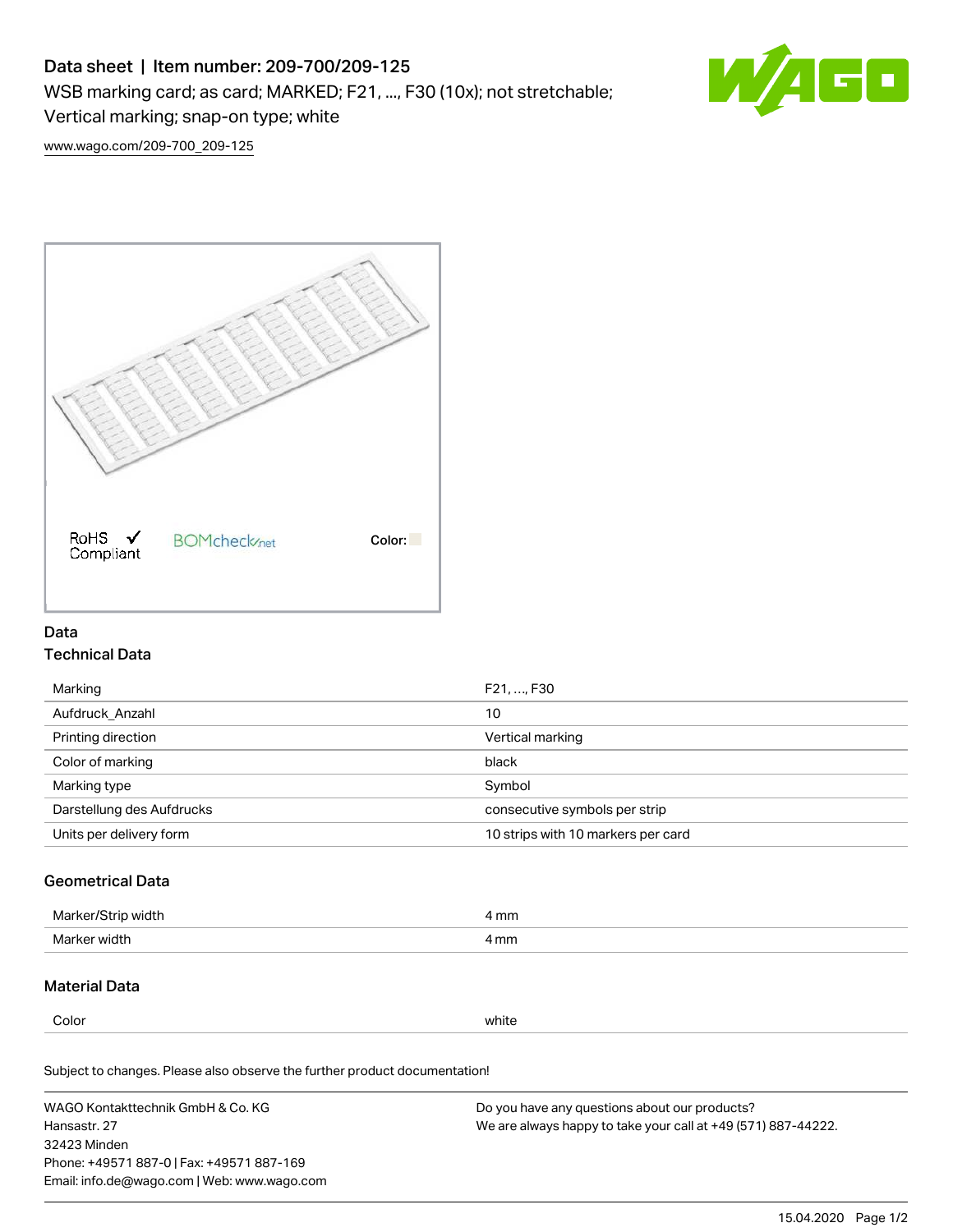# Data sheet | Item number: 209-700/209-125

WSB marking card; as card; MARKED; F21, ..., F30 (10x); not stretchable; Vertical marking; snap-on type; white

www.wago.com/209-700_209-125

RoHS Compliant

Color:

## Data

### Technical Data

| | |
|---|---|
| Marking | F21, ..., F30 |
| Aufdruck_Anzahl | 10 |
| Printing direction | Vertical marking |
| Color of marking | black |
| Marking type | Symbol |
| Darstellung des Aufdrucks | consecutive symbols per strip |
| Units per delivery form | 10 strips with 10 markers per card |

### Geometrical Data

| | |
|---|---|
| Marker/Strip width | 4 mm |
| Marker width | 4 mm |

### Material Data

| | |
|---|---|
| Color | white |

Subject to changes. Please also observe the further product documentation!

WAGO Kontakttechnik GmbH & Co. KG
Hansastr. 27
32423 Minden
Phone: +49571 887-0 | Fax: +49571 887-169
Email: info.de@wago.com | Web: www.wago.com

Do you have any questions about our products?
We are always happy to take your call at +49 (571) 887-44222.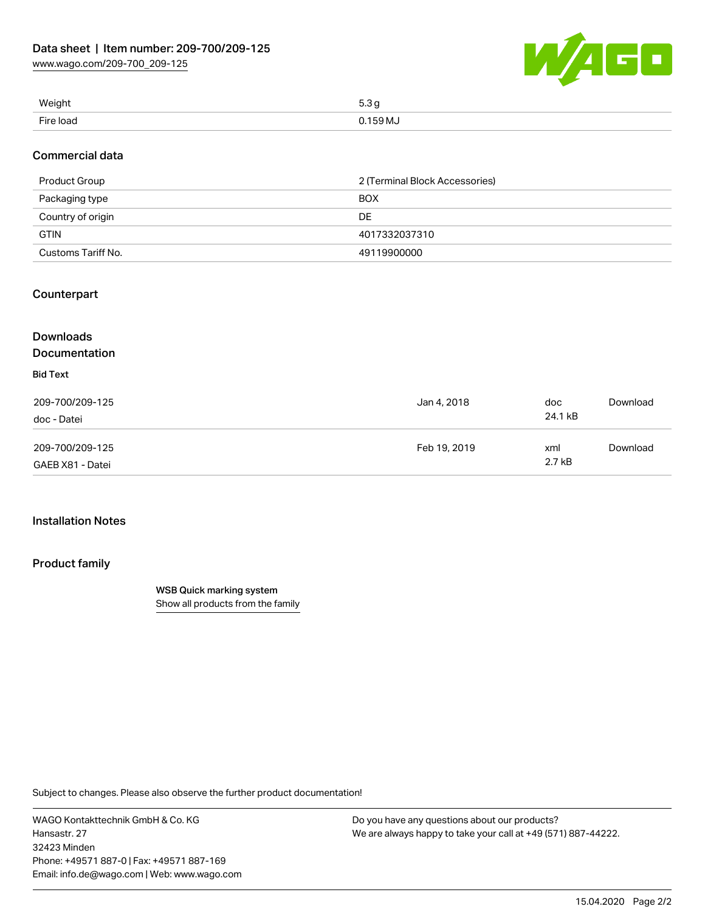| | |
|---|---|
| Weight | 5.3 g |
| Fire load | 0.159 MJ |

## Commercial data

| | |
|---|---|
| Product Group | 2 (Terminal Block Accessories) |
| Packaging type | BOX |
| Country of origin | DE |
| GTIN | 4017332037310 |
| Customs Tariff No. | 49119900000 |

## Counterpart

## Downloads

## Documentation

**Bid Text**

| | | | |
|---|---|---|---|
| 209-700/209-125<br>doc - Datei | Jan 4, 2018 | doc<br>24.1 kB | Download |
| 209-700/209-125<br>GAEB X81 - Datei | Feb 19, 2019 | xml<br>2.7 kB | Download |

## Installation Notes

## Product family

WSB Quick marking system
Show all products from the family

Subject to changes. Please also observe the further product documentation!

WAGO Kontakttechnik GmbH & Co. KG
Hansastr. 27
32423 Minden
Phone: +49571 887-0 | Fax: +49571 887-169
Email: info.de@wago.com | Web: www.wago.com

Do you have any questions about our products?
We are always happy to take your call at +49 (571) 887-44222.